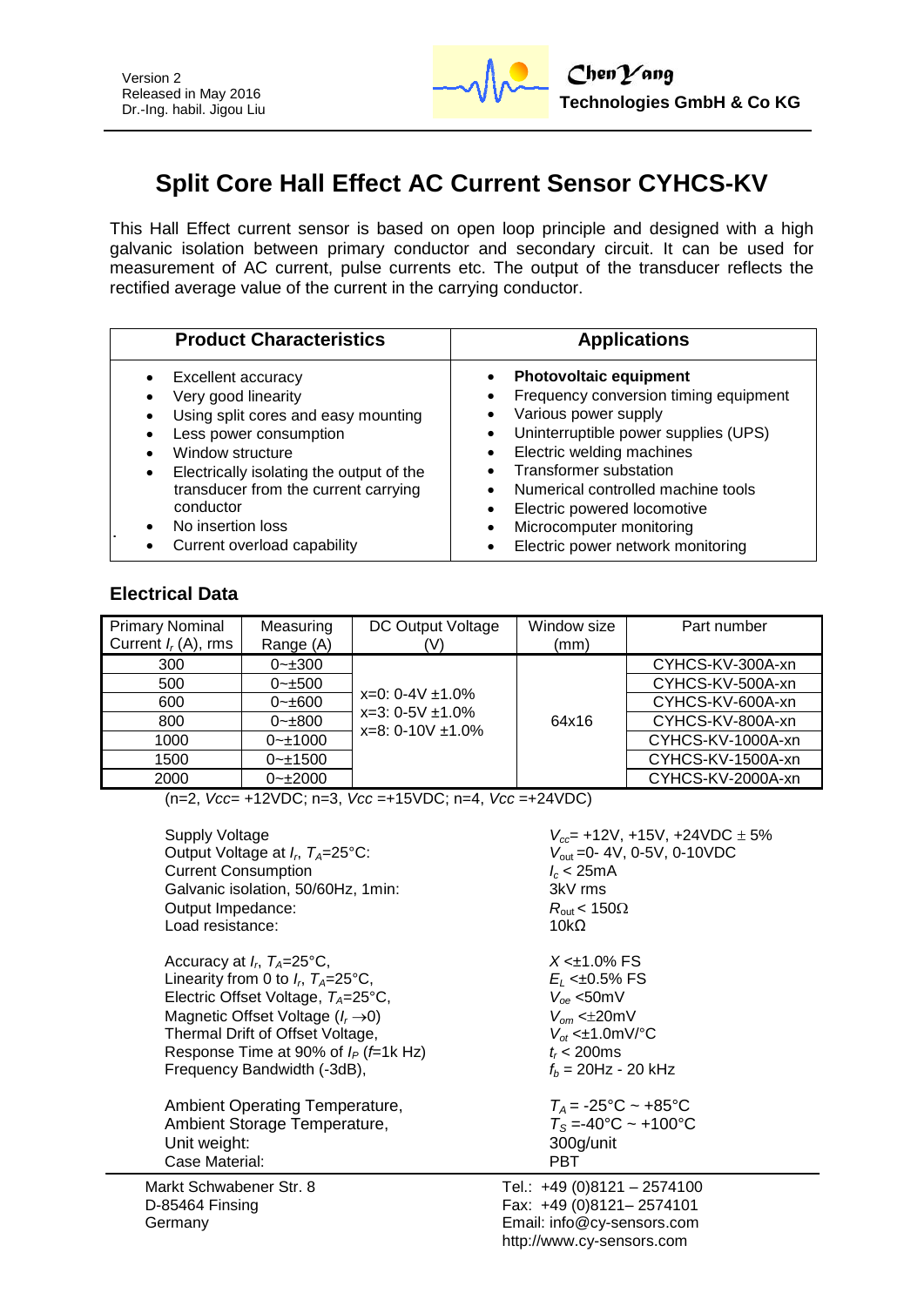Version 2
Released in May 2016
Dr.-Ing. habil. Jigou Liu

**ChenYang**
**Technologies GmbH & Co KG**

# Split Core Hall Effect AC Current Sensor CYHCS-KV

This Hall Effect current sensor is based on open loop principle and designed with a high galvanic isolation between primary conductor and secondary circuit. It can be used for measurement of AC current, pulse currents etc. The output of the transducer reflects the rectified average value of the current in the carrying conductor.

| Product Characteristics | Applications |
|---|---|
| • Excellent accuracy<br>• Very good linearity<br>• Using split cores and easy mounting<br>• Less power consumption<br>• Window structure<br>• Electrically isolating the output of the transducer from the current carrying conductor<br>• No insertion loss<br>• Current overload capability | • **Photovoltaic equipment**<br>• Frequency conversion timing equipment<br>• Various power supply<br>• Uninterruptible power supplies (UPS)<br>• Electric welding machines<br>• Transformer substation<br>• Numerical controlled machine tools<br>• Electric powered locomotive<br>• Microcomputer monitoring<br>• Electric power network monitoring |

## Electrical Data

| Primary Nominal Current $I_r$ (A), rms | Measuring Range (A) | DC Output Voltage (V) | Window size (mm) | Part number |
|---|---|---|---|---|
| 300 | 0~±300 | x=0: 0-4V ±1.0%<br>x=3: 0-5V ±1.0%<br>x=8: 0-10V ±1.0% | 64x16 | CYHCS-KV-300A-xn |
| 500 | 0~±500 | | | CYHCS-KV-500A-xn |
| 600 | 0~±600 | | | CYHCS-KV-600A-xn |
| 800 | 0~±800 | | | CYHCS-KV-800A-xn |
| 1000 | 0~±1000 | | | CYHCS-KV-1000A-xn |
| 1500 | 0~±1500 | | | CYHCS-KV-1500A-xn |
| 2000 | 0~±2000 | | | CYHCS-KV-2000A-xn |

(n=2, *Vcc*= +12VDC; n=3, *Vcc* =+15VDC; n=4, *Vcc* =+24VDC)

| | |
|---|---|
| Supply Voltage | $V_{cc}$= +12V, +15V, +24VDC ± 5% |
| Output Voltage at $I_r$, $T_A$=25°C: | $V_{out}$ =0- 4V, 0-5V, 0-10VDC |
| Current Consumption | $I_c$ < 25mA |
| Galvanic isolation, 50/60Hz, 1min: | 3kV rms |
| Output Impedance: | $R_{out}$ < 150Ω |
| Load resistance: | 10kΩ |
| Accuracy at $I_r$, $T_A$=25°C, | $X$ <±1.0% FS |
| Linearity from 0 to $I_r$, $T_A$=25°C, | $E_L$ <±0.5% FS |
| Electric Offset Voltage, $T_A$=25°C, | $V_{oe}$ <50mV |
| Magnetic Offset Voltage ($I_r \to 0$) | $V_{om}$ <±20mV |
| Thermal Drift of Offset Voltage, | $V_{ot}$ <±1.0mV/°C |
| Response Time at 90% of $I_P$ ($f$=1k Hz) | $t_r$ < 200ms |
| Frequency Bandwidth (-3dB), | $f_b$ = 20Hz - 20 kHz |
| Ambient Operating Temperature, | $T_A$ = -25°C ~ +85°C |
| Ambient Storage Temperature, | $T_S$ =-40°C ~ +100°C |
| Unit weight: | 300g/unit |
| Case Material: | PBT |

Markt Schwabener Str. 8
D-85464 Finsing
Germany

Tel.: +49 (0)8121 – 2574100
Fax: +49 (0)8121– 2574101
Email: info@cy-sensors.com
http://www.cy-sensors.com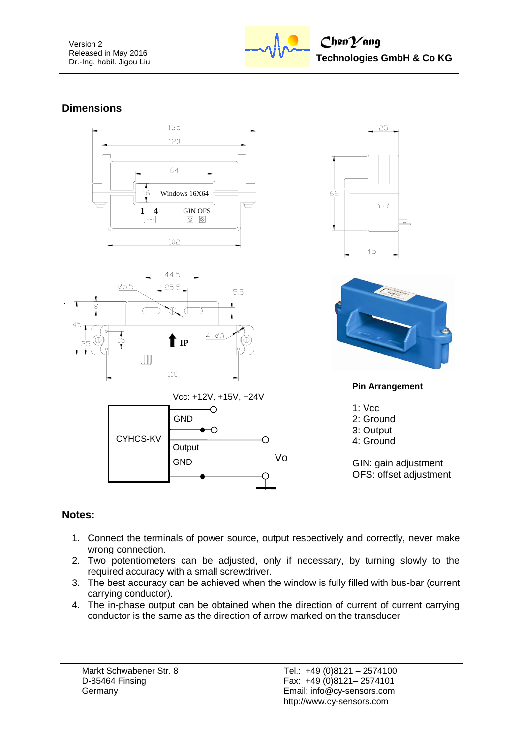## Dimensions

135

120

64

16

Windows 16X64

1 4

GIN OFS

102

25

62

45

44.5

Ø5.5

25.5

5.5

8

45

25

15

IP

4-Ø3

110

Vcc: +12V, +15V, +24V

CYHCS-KV

GND

Output

GND

Vo

**Pin Arrangement**

1: Vcc
2: Ground
3: Output
4: Ground

GIN: gain adjustment
OFS: offset adjustment

## Notes:

1. Connect the terminals of power source, output respectively and correctly, never make wrong connection.
2. Two potentiometers can be adjusted, only if necessary, by turning slowly to the required accuracy with a small screwdriver.
3. The best accuracy can be achieved when the window is fully filled with bus-bar (current carrying conductor).
4. The in-phase output can be obtained when the direction of current of current carrying conductor is the same as the direction of arrow marked on the transducer